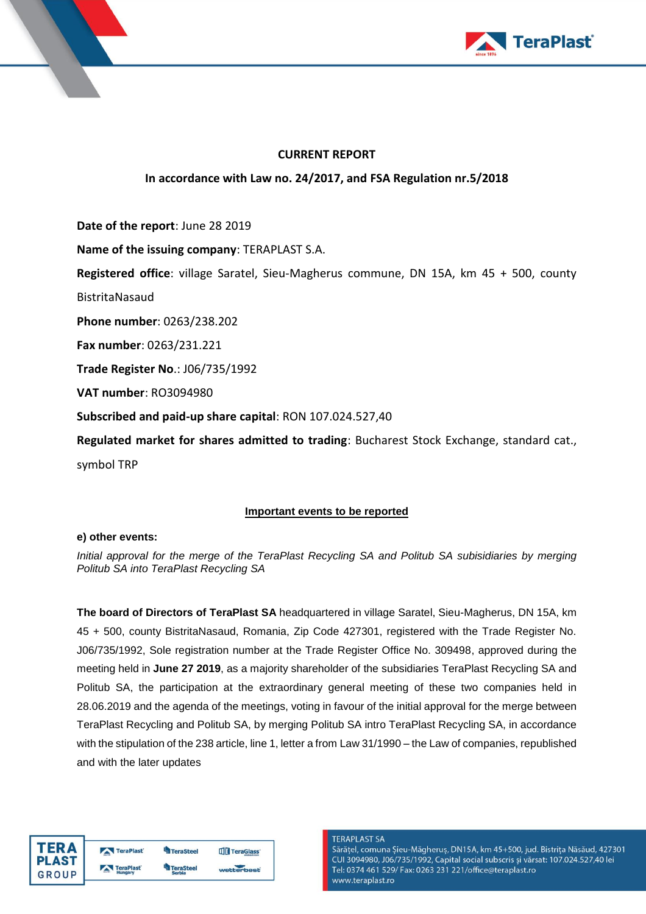**CURRENT REPORT**

**In accordance with Law no. 24/2017, and FSA Regulation nr.5/2018**

**Date of the report**: June 28 2019

**Name of the issuing company**: TERAPLAST S.A.

**Registered office**: village Saratel, Sieu-Magherus commune, DN 15A, km 45 + 500, county BistritaNasaud

**Phone number**: 0263/238.202

**Fax number**: 0263/231.221

**Trade Register No.**: J06/735/1992

**VAT number**: RO3094980

**Subscribed and paid-up share capital**: RON 107.024.527,40

**Regulated market for shares admitted to trading**: Bucharest Stock Exchange, standard cat., symbol TRP

**Important events to be reported**

**e) other events:**

*Initial approval for the merge of the TeraPlast Recycling SA and Politub SA subisidiaries by merging Politub SA into TeraPlast Recycling SA*

**The board of Directors of TeraPlast SA** headquartered in village Saratel, Sieu-Magherus, DN 15A, km 45 + 500, county BistritaNasaud, Romania, Zip Code 427301, registered with the Trade Register No. J06/735/1992, Sole registration number at the Trade Register Office No. 309498, approved during the meeting held in **June 27 2019**, as a majority shareholder of the subsidiaries TeraPlast Recycling SA and Politub SA, the participation at the extraordinary general meeting of these two companies held in 28.06.2019 and the agenda of the meetings, voting in favour of the initial approval for the merge between TeraPlast Recycling and Politub SA, by merging Politub SA intro TeraPlast Recycling SA, in accordance with the stipulation of the 238 article, line 1, letter a from Law 31/1990 – the Law of companies, republished and with the later updates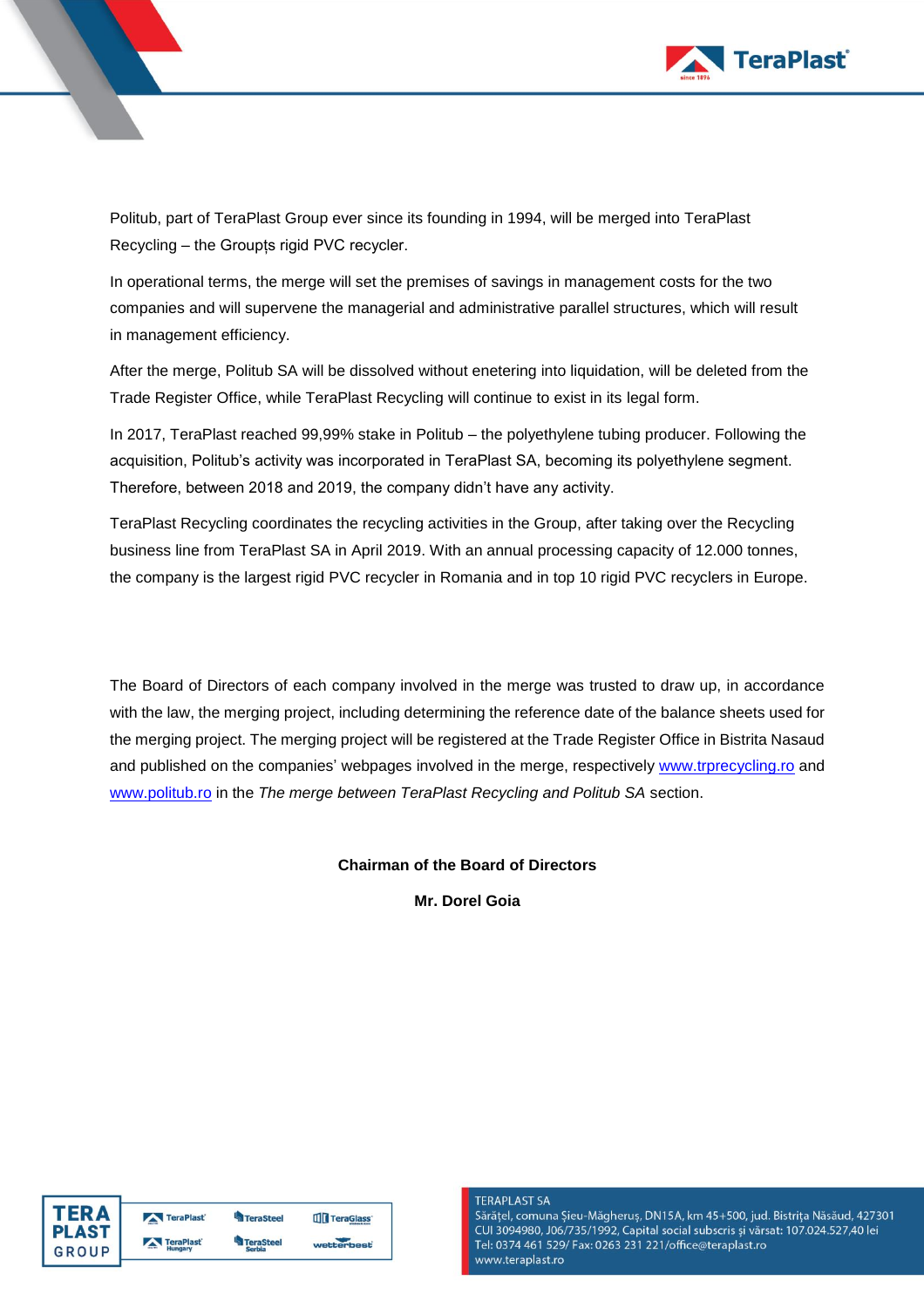Politub, part of TeraPlast Group ever since its founding in 1994, will be merged into TeraPlast Recycling – the Groupțs rigid PVC recycler.

In operational terms, the merge will set the premises of savings in management costs for the two companies and will supervene the managerial and administrative parallel structures, which will result in management efficiency.

After the merge, Politub SA will be dissolved without enetering into liquidation, will be deleted from the Trade Register Office, while TeraPlast Recycling will continue to exist in its legal form.

In 2017, TeraPlast reached 99,99% stake in Politub – the polyethylene tubing producer. Following the acquisition, Politub's activity was incorporated in TeraPlast SA, becoming its polyethylene segment. Therefore, between 2018 and 2019, the company didn't have any activity.

TeraPlast Recycling coordinates the recycling activities in the Group, after taking over the Recycling business line from TeraPlast SA in April 2019. With an annual processing capacity of 12.000 tonnes, the company is the largest rigid PVC recycler in Romania and in top 10 rigid PVC recyclers in Europe.

The Board of Directors of each company involved in the merge was trusted to draw up, in accordance with the law, the merging project, including determining the reference date of the balance sheets used for the merging project. The merging project will be registered at the Trade Register Office in Bistrita Nasaud and published on the companies' webpages involved in the merge, respectively www.trprecycling.ro and www.politub.ro in the *The merge between TeraPlast Recycling and Politub SA* section.

**Chairman of the Board of Directors**

**Mr. Dorel Goia**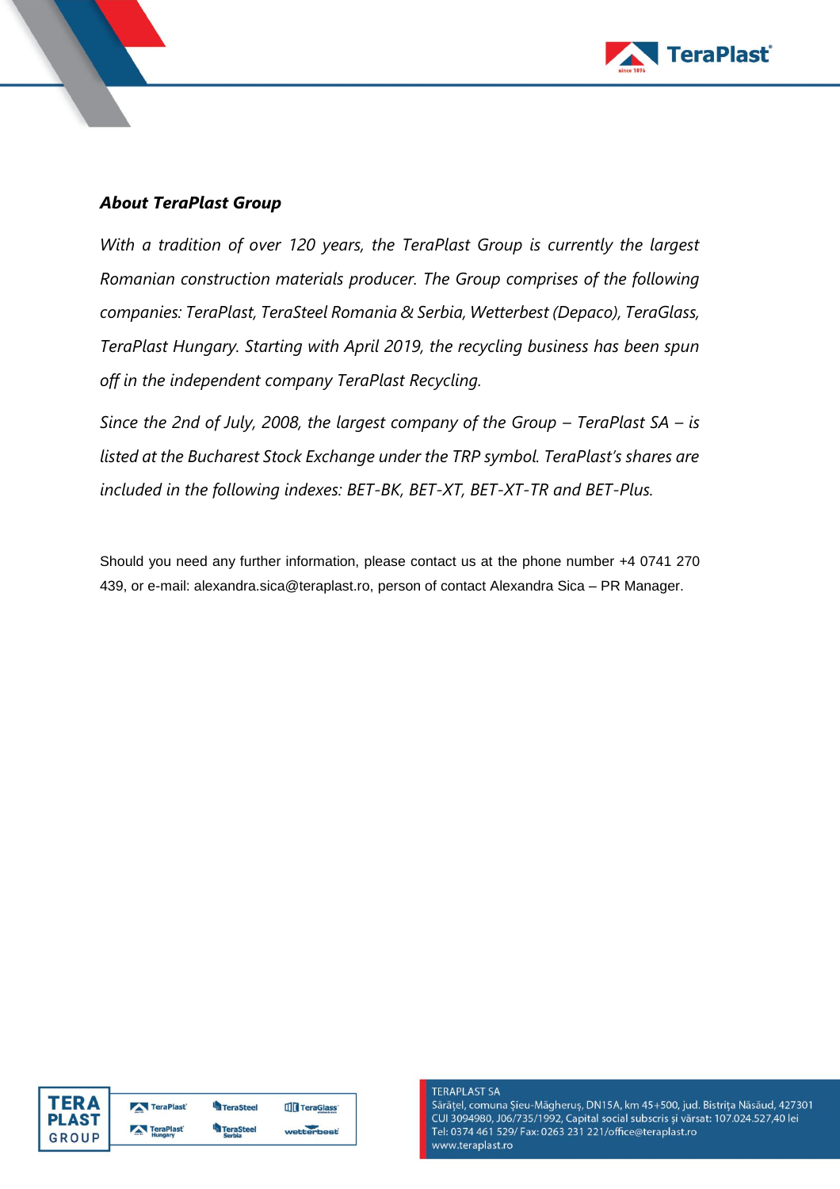***About TeraPlast Group***

*With a tradition of over 120 years, the TeraPlast Group is currently the largest Romanian construction materials producer. The Group comprises of the following companies: TeraPlast, TeraSteel Romania & Serbia, Wetterbest (Depaco), TeraGlass, TeraPlast Hungary. Starting with April 2019, the recycling business has been spun off in the independent company TeraPlast Recycling.*

*Since the 2nd of July, 2008, the largest company of the Group – TeraPlast SA – is listed at the Bucharest Stock Exchange under the TRP symbol. TeraPlast's shares are included in the following indexes: BET-BK, BET-XT, BET-XT-TR and BET-Plus.*

Should you need any further information, please contact us at the phone number +4 0741 270 439, or e-mail: alexandra.sica@teraplast.ro, person of contact Alexandra Sica – PR Manager.